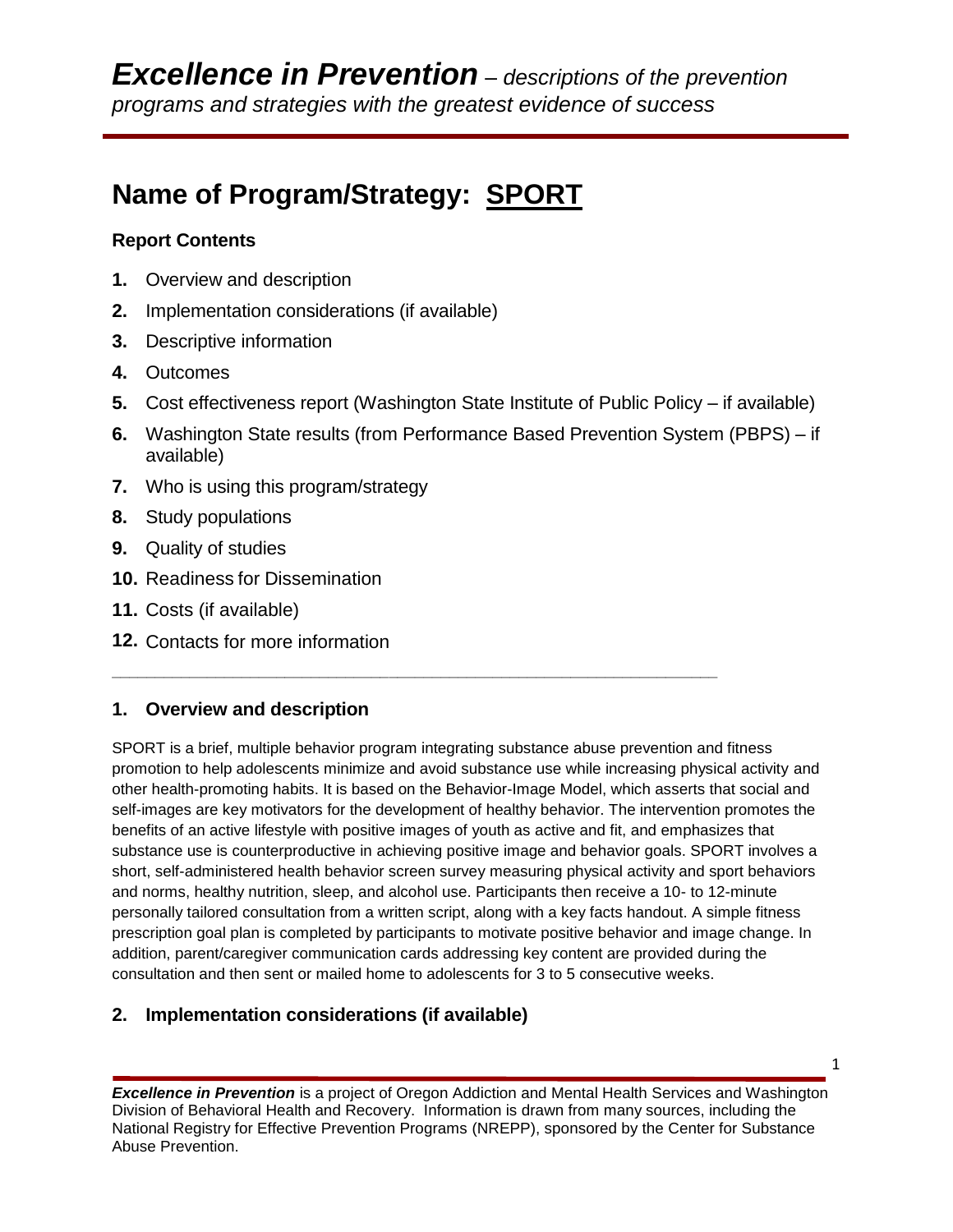# *Excellence in Prevention* – *descriptions of the prevention programs and strategies with the greatest evidence of success*

## Name of Program/Strategy: SPORT

### Report Contents

1. Overview and description
2. Implementation considerations (if available)
3. Descriptive information
4. Outcomes
5. Cost effectiveness report (Washington State Institute of Public Policy – if available)
6. Washington State results (from Performance Based Prevention System (PBPS) – if available)
7. Who is using this program/strategy
8. Study populations
9. Quality of studies
10. Readiness for Dissemination
11. Costs (if available)
12. Contacts for more information

---

### 1. Overview and description

SPORT is a brief, multiple behavior program integrating substance abuse prevention and fitness promotion to help adolescents minimize and avoid substance use while increasing physical activity and other health-promoting habits. It is based on the Behavior-Image Model, which asserts that social and self-images are key motivators for the development of healthy behavior. The intervention promotes the benefits of an active lifestyle with positive images of youth as active and fit, and emphasizes that substance use is counterproductive in achieving positive image and behavior goals. SPORT involves a short, self-administered health behavior screen survey measuring physical activity and sport behaviors and norms, healthy nutrition, sleep, and alcohol use. Participants then receive a 10- to 12-minute personally tailored consultation from a written script, along with a key facts handout. A simple fitness prescription goal plan is completed by participants to motivate positive behavior and image change. In addition, parent/caregiver communication cards addressing key content are provided during the consultation and then sent or mailed home to adolescents for 3 to 5 consecutive weeks.

### 2. Implementation considerations (if available)

***Excellence in Prevention*** is a project of Oregon Addiction and Mental Health Services and Washington Division of Behavioral Health and Recovery. Information is drawn from many sources, including the National Registry for Effective Prevention Programs (NREPP), sponsored by the Center for Substance Abuse Prevention.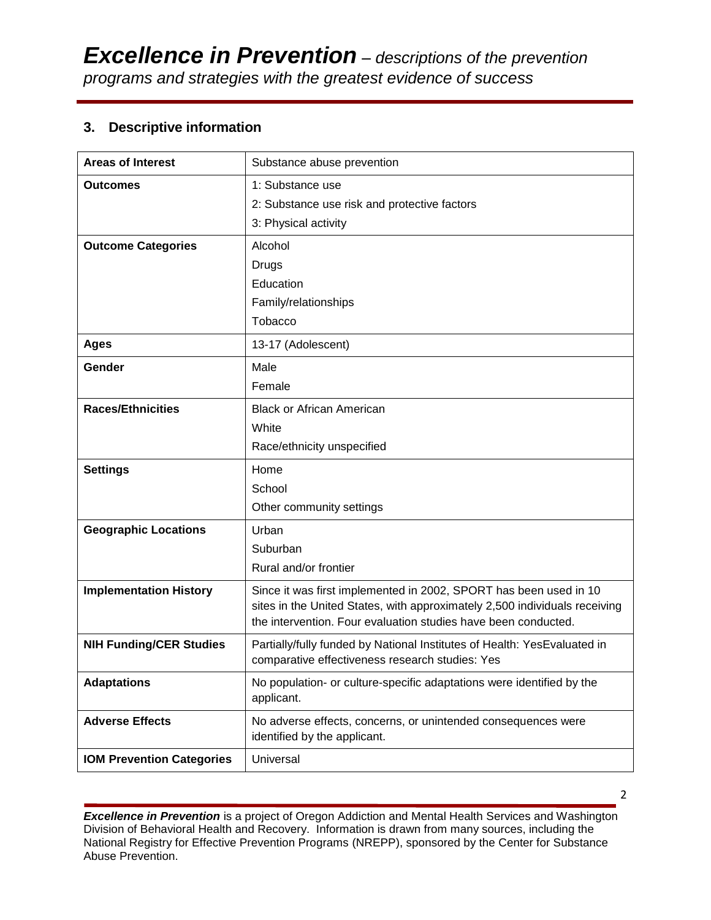## 3. Descriptive information

| Areas of Interest | Substance abuse prevention |
|---|---|
| **Outcomes** | 1: Substance use<br>2: Substance use risk and protective factors<br>3: Physical activity |
| **Outcome Categories** | Alcohol<br>Drugs<br>Education<br>Family/relationships<br>Tobacco |
| **Ages** | 13-17 (Adolescent) |
| **Gender** | Male<br>Female |
| **Races/Ethnicities** | Black or African American<br>White<br>Race/ethnicity unspecified |
| **Settings** | Home<br>School<br>Other community settings |
| **Geographic Locations** | Urban<br>Suburban<br>Rural and/or frontier |
| **Implementation History** | Since it was first implemented in 2002, SPORT has been used in 10 sites in the United States, with approximately 2,500 individuals receiving the intervention. Four evaluation studies have been conducted. |
| **NIH Funding/CER Studies** | Partially/fully funded by National Institutes of Health: YesEvaluated in comparative effectiveness research studies: Yes |
| **Adaptations** | No population- or culture-specific adaptations were identified by the applicant. |
| **Adverse Effects** | No adverse effects, concerns, or unintended consequences were identified by the applicant. |
| **IOM Prevention Categories** | Universal |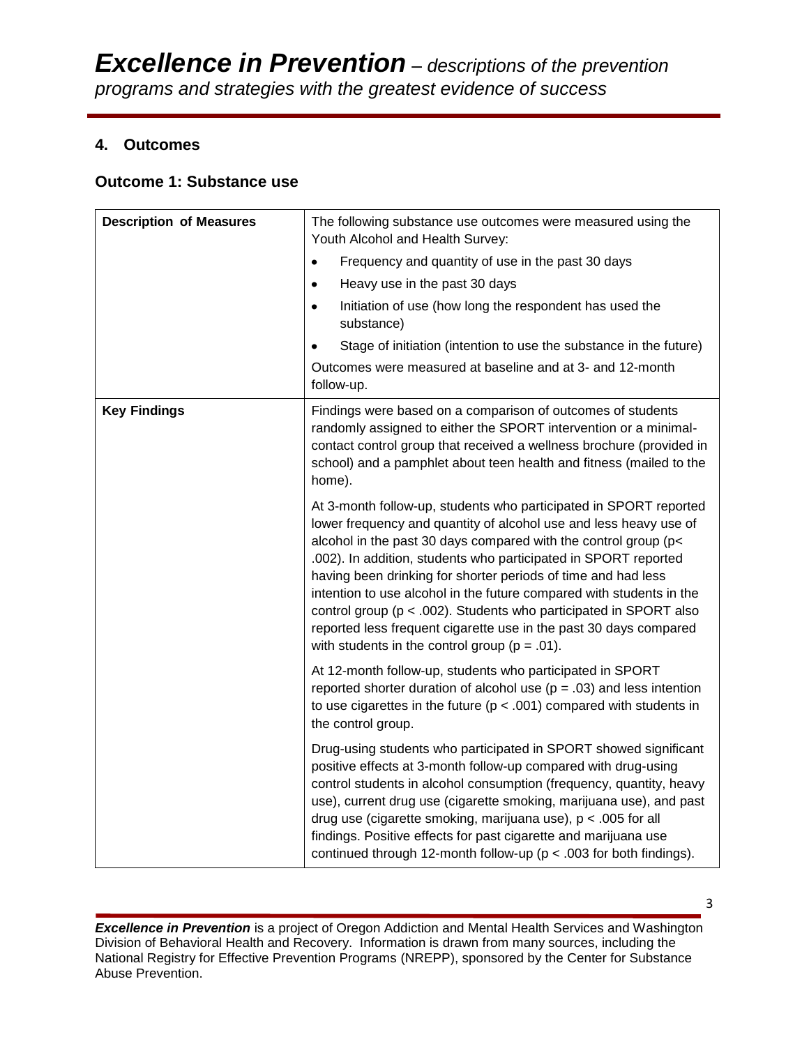## 4. Outcomes

### Outcome 1: Substance use

| | |
|---|---|
| **Description of Measures** | The following substance use outcomes were measured using the Youth Alcohol and Health Survey:<br>• Frequency and quantity of use in the past 30 days<br>• Heavy use in the past 30 days<br>• Initiation of use (how long the respondent has used the substance)<br>• Stage of initiation (intention to use the substance in the future)<br>Outcomes were measured at baseline and at 3- and 12-month follow-up. |
| **Key Findings** | Findings were based on a comparison of outcomes of students randomly assigned to either the SPORT intervention or a minimal-contact control group that received a wellness brochure (provided in school) and a pamphlet about teen health and fitness (mailed to the home).<br><br>At 3-month follow-up, students who participated in SPORT reported lower frequency and quantity of alcohol use and less heavy use of alcohol in the past 30 days compared with the control group ($p < .002$). In addition, students who participated in SPORT reported having been drinking for shorter periods of time and had less intention to use alcohol in the future compared with students in the control group ($p < .002$). Students who participated in SPORT also reported less frequent cigarette use in the past 30 days compared with students in the control group ($p = .01$).<br><br>At 12-month follow-up, students who participated in SPORT reported shorter duration of alcohol use ($p = .03$) and less intention to use cigarettes in the future ($p < .001$) compared with students in the control group.<br><br>Drug-using students who participated in SPORT showed significant positive effects at 3-month follow-up compared with drug-using control students in alcohol consumption (frequency, quantity, heavy use), current drug use (cigarette smoking, marijuana use), and past drug use (cigarette smoking, marijuana use), $p < .005$ for all findings. Positive effects for past cigarette and marijuana use continued through 12-month follow-up ($p < .003$ for both findings). |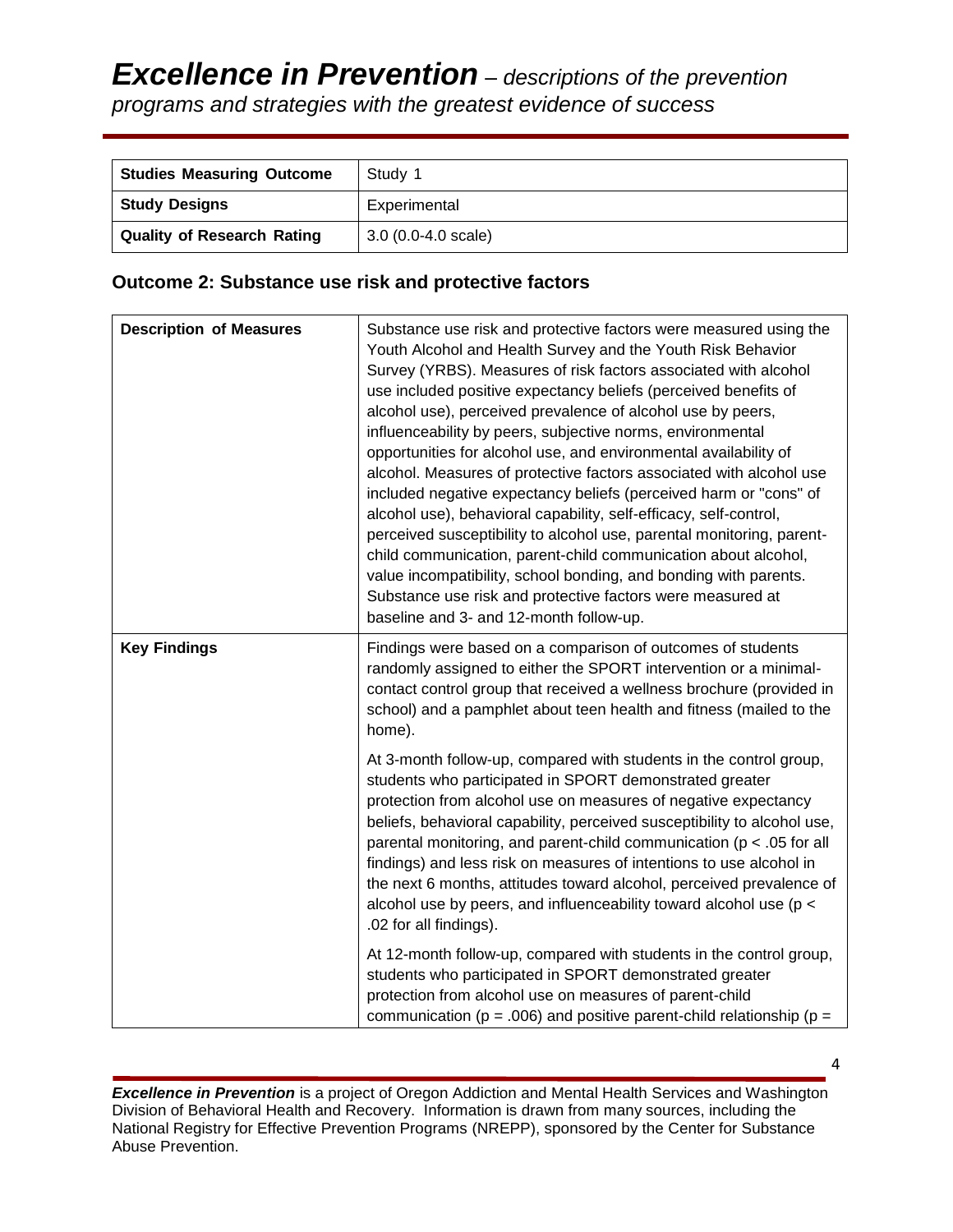| Studies Measuring Outcome | Study 1 |
|---|---|
| Study Designs | Experimental |
| Quality of Research Rating | 3.0 (0.0-4.0 scale) |

## Outcome 2: Substance use risk and protective factors

| Description of Measures | Substance use risk and protective factors were measured using the Youth Alcohol and Health Survey and the Youth Risk Behavior Survey (YRBS). Measures of risk factors associated with alcohol use included positive expectancy beliefs (perceived benefits of alcohol use), perceived prevalence of alcohol use by peers, influenceability by peers, subjective norms, environmental opportunities for alcohol use, and environmental availability of alcohol. Measures of protective factors associated with alcohol use included negative expectancy beliefs (perceived harm or "cons" of alcohol use), behavioral capability, self-efficacy, self-control, perceived susceptibility to alcohol use, parental monitoring, parent-child communication, parent-child communication about alcohol, value incompatibility, school bonding, and bonding with parents. Substance use risk and protective factors were measured at baseline and 3- and 12-month follow-up. |
|---|---|
| Key Findings | Findings were based on a comparison of outcomes of students randomly assigned to either the SPORT intervention or a minimal-contact control group that received a wellness brochure (provided in school) and a pamphlet about teen health and fitness (mailed to the home).<br><br>At 3-month follow-up, compared with students in the control group, students who participated in SPORT demonstrated greater protection from alcohol use on measures of negative expectancy beliefs, behavioral capability, perceived susceptibility to alcohol use, parental monitoring, and parent-child communication ($p < .05$ for all findings) and less risk on measures of intentions to use alcohol in the next 6 months, attitudes toward alcohol, perceived prevalence of alcohol use by peers, and influenceability toward alcohol use ($p < .02$ for all findings).<br><br>At 12-month follow-up, compared with students in the control group, students who participated in SPORT demonstrated greater protection from alcohol use on measures of parent-child communication ($p = .006$) and positive parent-child relationship ($p =$ |

***Excellence in Prevention*** is a project of Oregon Addiction and Mental Health Services and Washington Division of Behavioral Health and Recovery. Information is drawn from many sources, including the National Registry for Effective Prevention Programs (NREPP), sponsored by the Center for Substance Abuse Prevention.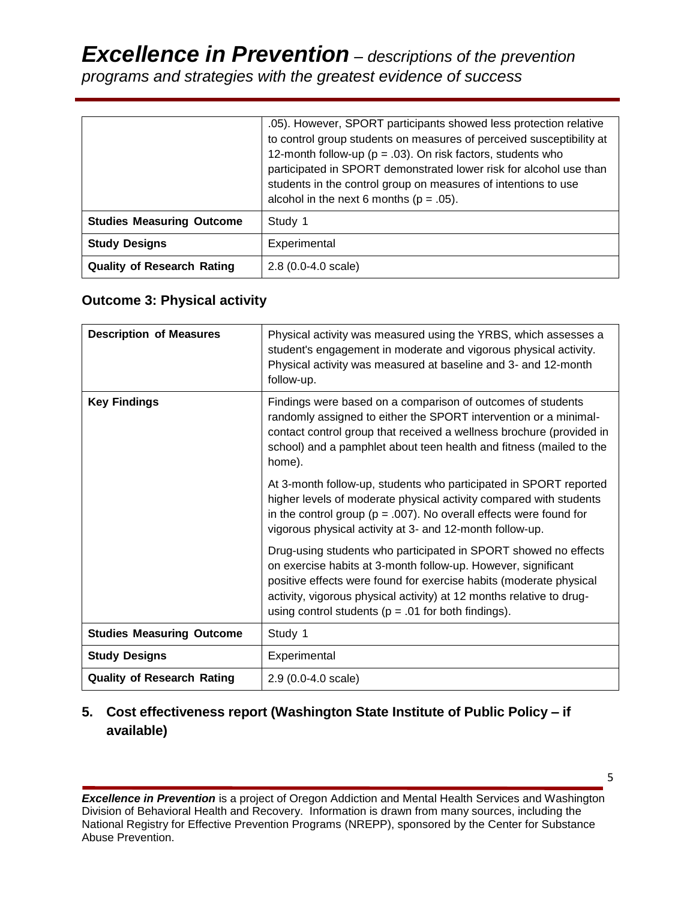| | |
|---|---|
| | .05). However, SPORT participants showed less protection relative to control group students on measures of perceived susceptibility at 12-month follow-up ($p = .03$). On risk factors, students who participated in SPORT demonstrated lower risk for alcohol use than students in the control group on measures of intentions to use alcohol in the next 6 months ($p = .05$). |
| **Studies Measuring Outcome** | Study 1 |
| **Study Designs** | Experimental |
| **Quality of Research Rating** | 2.8 (0.0-4.0 scale) |

### Outcome 3: Physical activity

| | |
|---|---|
| **Description of Measures** | Physical activity was measured using the YRBS, which assesses a student's engagement in moderate and vigorous physical activity. Physical activity was measured at baseline and 3- and 12-month follow-up. |
| **Key Findings** | Findings were based on a comparison of outcomes of students randomly assigned to either the SPORT intervention or a minimal-contact control group that received a wellness brochure (provided in school) and a pamphlet about teen health and fitness (mailed to the home).<br><br>At 3-month follow-up, students who participated in SPORT reported higher levels of moderate physical activity compared with students in the control group ($p = .007$). No overall effects were found for vigorous physical activity at 3- and 12-month follow-up.<br><br>Drug-using students who participated in SPORT showed no effects on exercise habits at 3-month follow-up. However, significant positive effects were found for exercise habits (moderate physical activity, vigorous physical activity) at 12 months relative to drug-using control students ($p = .01$ for both findings). |
| **Studies Measuring Outcome** | Study 1 |
| **Study Designs** | Experimental |
| **Quality of Research Rating** | 2.9 (0.0-4.0 scale) |

## 5. Cost effectiveness report (Washington State Institute of Public Policy – if available)

***Excellence in Prevention*** is a project of Oregon Addiction and Mental Health Services and Washington Division of Behavioral Health and Recovery. Information is drawn from many sources, including the National Registry for Effective Prevention Programs (NREPP), sponsored by the Center for Substance Abuse Prevention.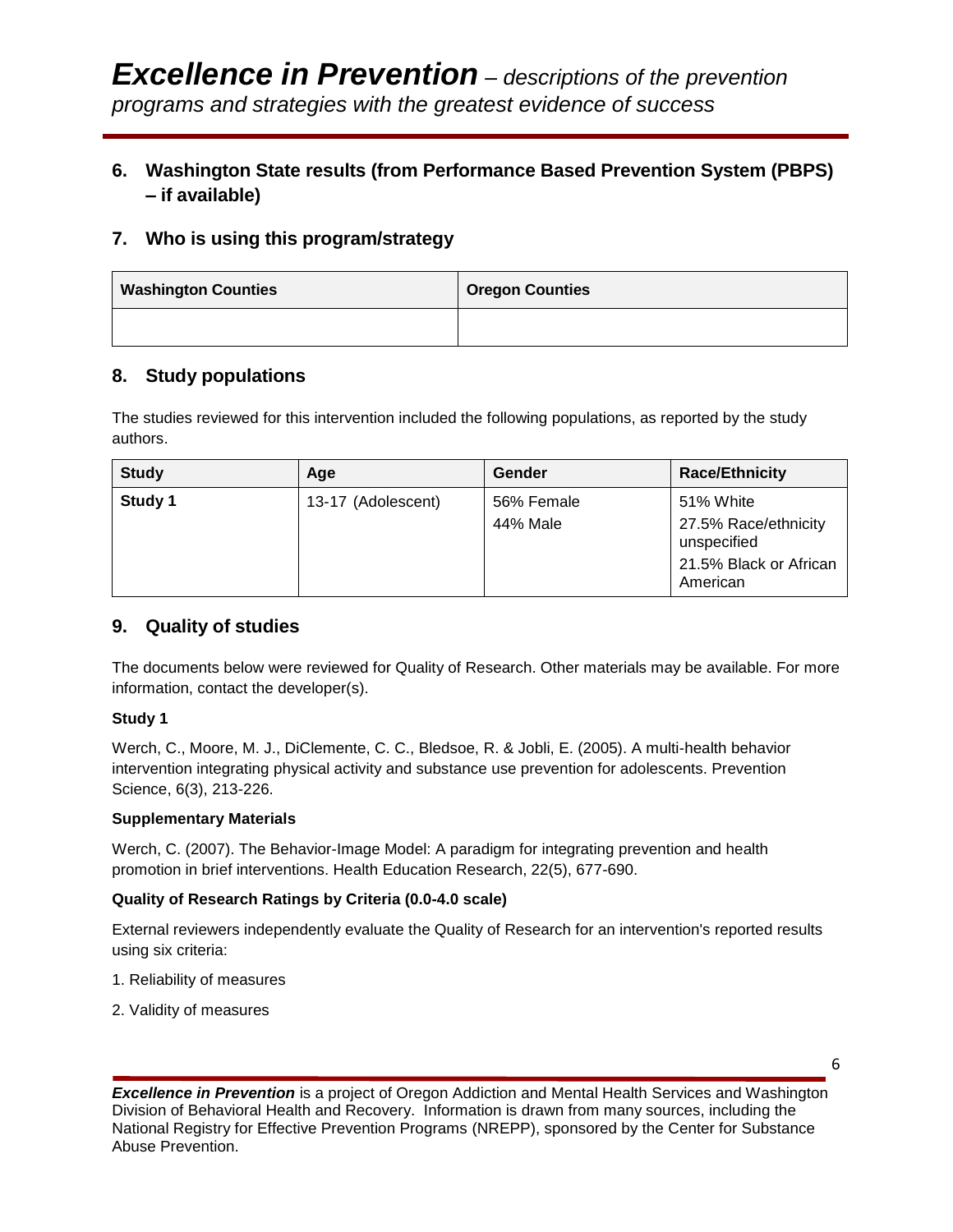## 6. Washington State results (from Performance Based Prevention System (PBPS) – if available)

## 7. Who is using this program/strategy

| Washington Counties | Oregon Counties |
| --- | --- |
| | |

## 8. Study populations

The studies reviewed for this intervention included the following populations, as reported by the study authors.

| Study | Age | Gender | Race/Ethnicity |
| --- | --- | --- | --- |
| **Study 1** | 13-17 (Adolescent) | 56% Female<br>44% Male | 51% White<br>27.5% Race/ethnicity unspecified<br>21.5% Black or African American |

## 9. Quality of studies

The documents below were reviewed for Quality of Research. Other materials may be available. For more information, contact the developer(s).

**Study 1**

Werch, C., Moore, M. J., DiClemente, C. C., Bledsoe, R. & Jobli, E. (2005). A multi-health behavior intervention integrating physical activity and substance use prevention for adolescents. Prevention Science, 6(3), 213-226.

**Supplementary Materials**

Werch, C. (2007). The Behavior-Image Model: A paradigm for integrating prevention and health promotion in brief interventions. Health Education Research, 22(5), 677-690.

**Quality of Research Ratings by Criteria (0.0-4.0 scale)**

External reviewers independently evaluate the Quality of Research for an intervention's reported results using six criteria:

1. Reliability of measures

2. Validity of measures

***Excellence in Prevention*** is a project of Oregon Addiction and Mental Health Services and Washington Division of Behavioral Health and Recovery. Information is drawn from many sources, including the National Registry for Effective Prevention Programs (NREPP), sponsored by the Center for Substance Abuse Prevention.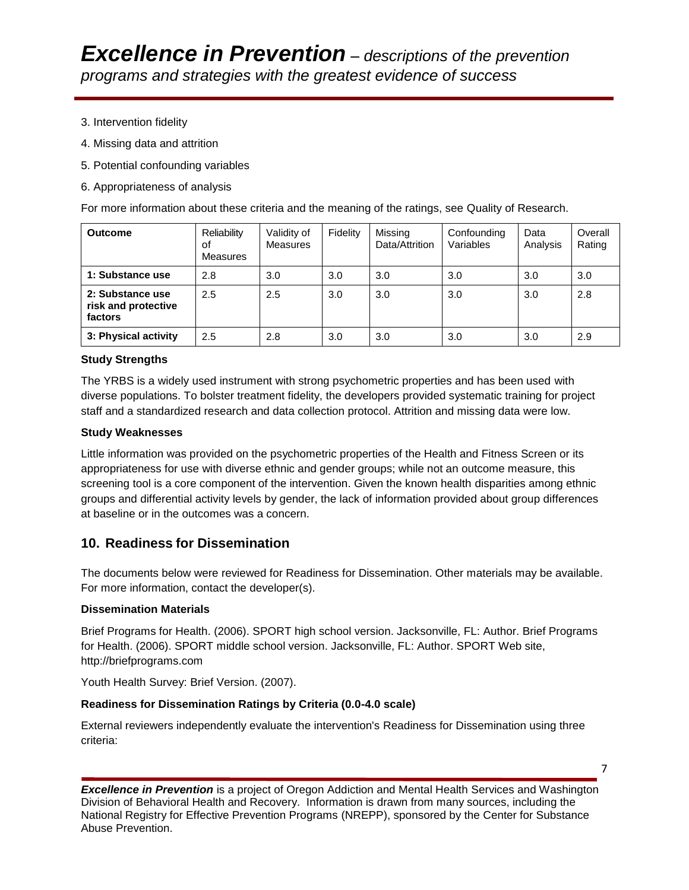3. Intervention fidelity
4. Missing data and attrition
5. Potential confounding variables
6. Appropriateness of analysis

For more information about these criteria and the meaning of the ratings, see Quality of Research.

| Outcome | Reliability of Measures | Validity of Measures | Fidelity | Missing Data/Attrition | Confounding Variables | Data Analysis | Overall Rating |
|---|---|---|---|---|---|---|---|
| **1: Substance use** | 2.8 | 3.0 | 3.0 | 3.0 | 3.0 | 3.0 | 3.0 |
| **2: Substance use risk and protective factors** | 2.5 | 2.5 | 3.0 | 3.0 | 3.0 | 3.0 | 2.8 |
| **3: Physical activity** | 2.5 | 2.8 | 3.0 | 3.0 | 3.0 | 3.0 | 2.9 |

**Study Strengths**

The YRBS is a widely used instrument with strong psychometric properties and has been used with diverse populations. To bolster treatment fidelity, the developers provided systematic training for project staff and a standardized research and data collection protocol. Attrition and missing data were low.

**Study Weaknesses**

Little information was provided on the psychometric properties of the Health and Fitness Screen or its appropriateness for use with diverse ethnic and gender groups; while not an outcome measure, this screening tool is a core component of the intervention. Given the known health disparities among ethnic groups and differential activity levels by gender, the lack of information provided about group differences at baseline or in the outcomes was a concern.

## 10. Readiness for Dissemination

The documents below were reviewed for Readiness for Dissemination. Other materials may be available. For more information, contact the developer(s).

**Dissemination Materials**

Brief Programs for Health. (2006). SPORT high school version. Jacksonville, FL: Author. Brief Programs for Health. (2006). SPORT middle school version. Jacksonville, FL: Author. SPORT Web site, http://briefprograms.com

Youth Health Survey: Brief Version. (2007).

**Readiness for Dissemination Ratings by Criteria (0.0-4.0 scale)**

External reviewers independently evaluate the intervention's Readiness for Dissemination using three criteria: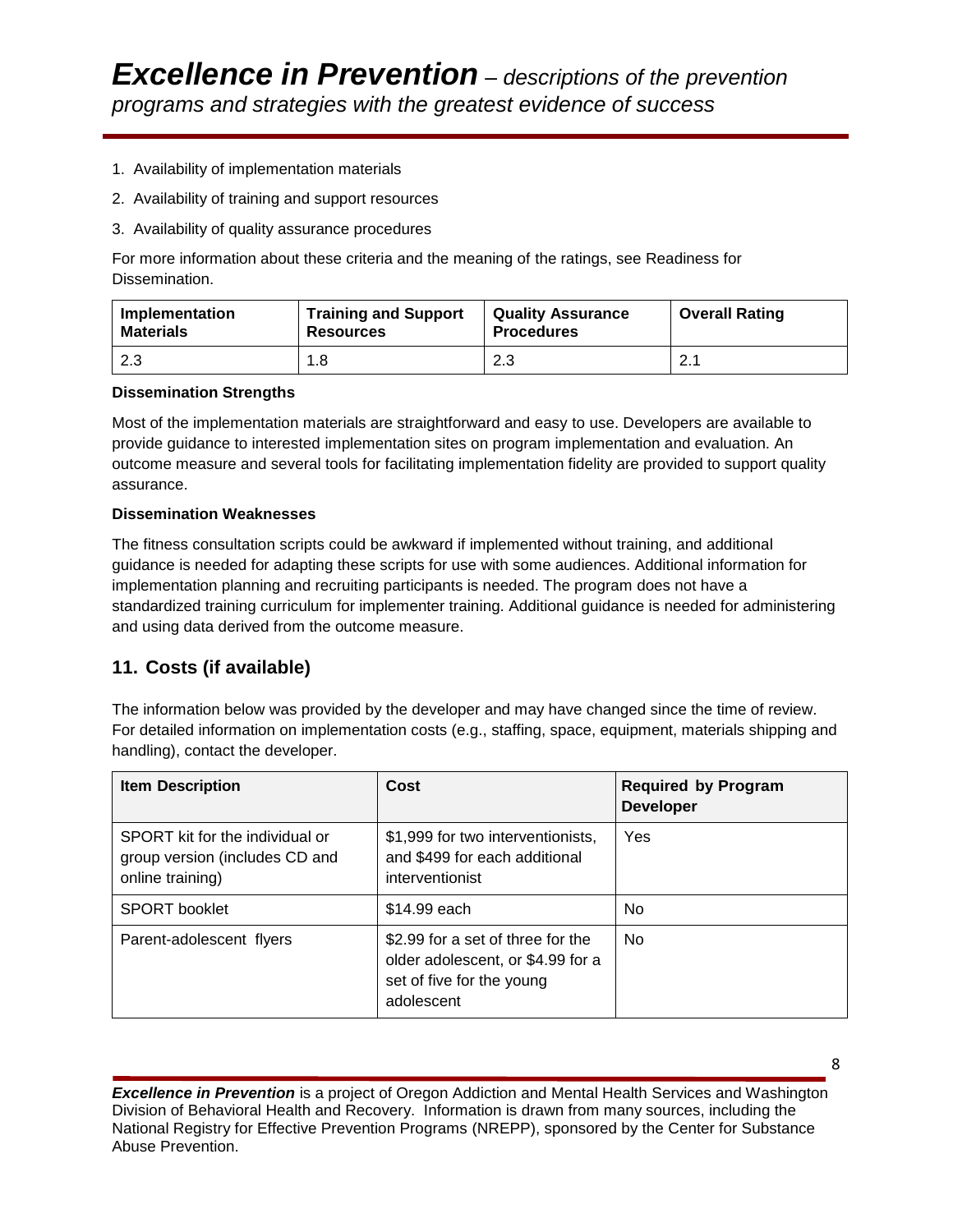1. Availability of implementation materials
2. Availability of training and support resources
3. Availability of quality assurance procedures

For more information about these criteria and the meaning of the ratings, see Readiness for Dissemination.

| Implementation Materials | Training and Support Resources | Quality Assurance Procedures | Overall Rating |
|---|---|---|---|
| 2.3 | 1.8 | 2.3 | 2.1 |

**Dissemination Strengths**

Most of the implementation materials are straightforward and easy to use. Developers are available to provide guidance to interested implementation sites on program implementation and evaluation. An outcome measure and several tools for facilitating implementation fidelity are provided to support quality assurance.

**Dissemination Weaknesses**

The fitness consultation scripts could be awkward if implemented without training, and additional guidance is needed for adapting these scripts for use with some audiences. Additional information for implementation planning and recruiting participants is needed. The program does not have a standardized training curriculum for implementer training. Additional guidance is needed for administering and using data derived from the outcome measure.

## 11. Costs (if available)

The information below was provided by the developer and may have changed since the time of review. For detailed information on implementation costs (e.g., staffing, space, equipment, materials shipping and handling), contact the developer.

| Item Description | Cost | Required by Program Developer |
|---|---|---|
| SPORT kit for the individual or group version (includes CD and online training) | \$1,999 for two interventionists, and \$499 for each additional interventionist | Yes |
| SPORT booklet | \$14.99 each | No |
| Parent-adolescent flyers | \$2.99 for a set of three for the older adolescent, or \$4.99 for a set of five for the young adolescent | No |

***Excellence in Prevention*** is a project of Oregon Addiction and Mental Health Services and Washington Division of Behavioral Health and Recovery. Information is drawn from many sources, including the National Registry for Effective Prevention Programs (NREPP), sponsored by the Center for Substance Abuse Prevention.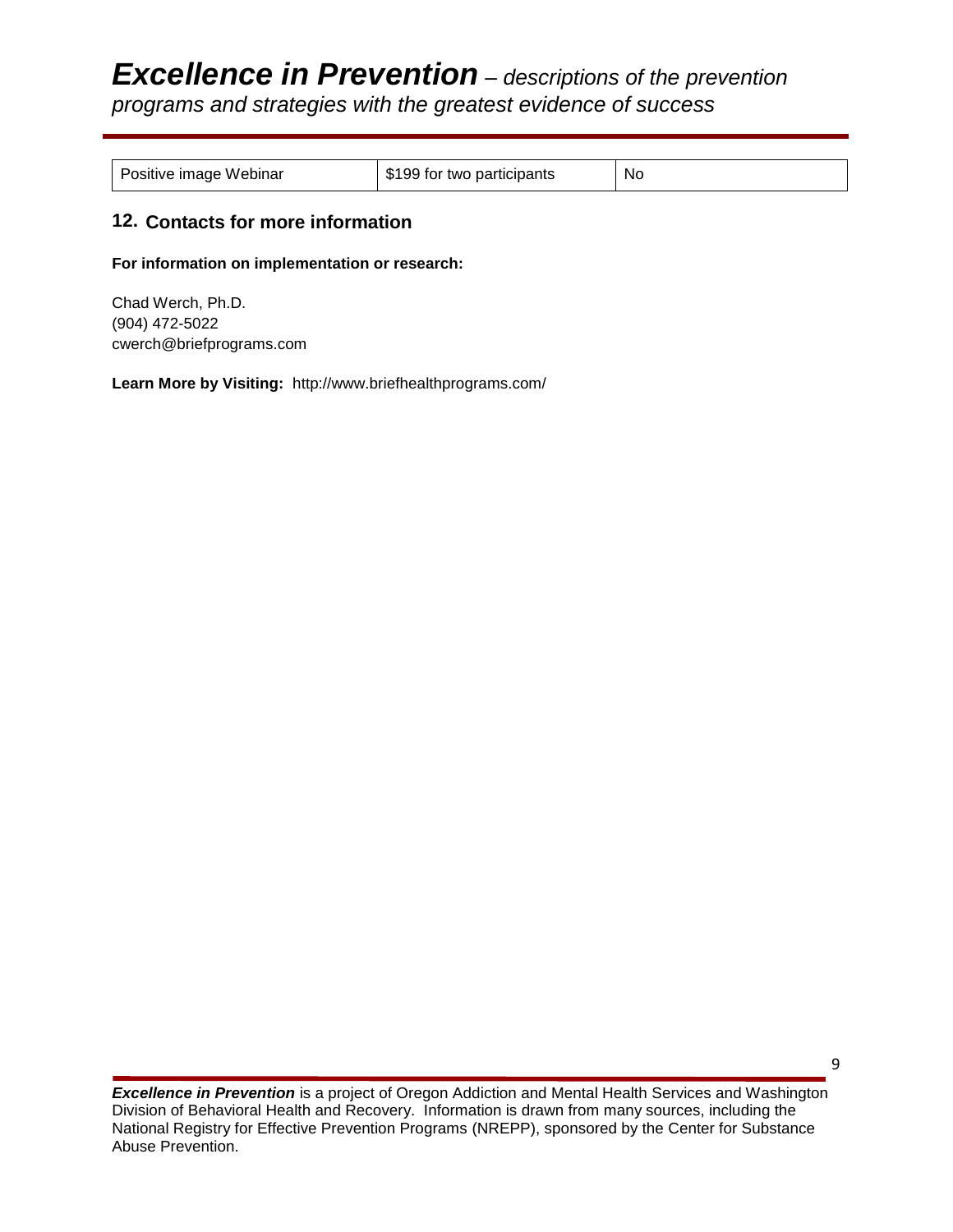| | | |
|---|---|---|
| Positive image Webinar | $199 for two participants | No |

## 12. Contacts for more information

**For information on implementation or research:**

Chad Werch, Ph.D.
(904) 472-5022
cwerch@briefprograms.com

**Learn More by Visiting:** http://www.briefhealthprograms.com/